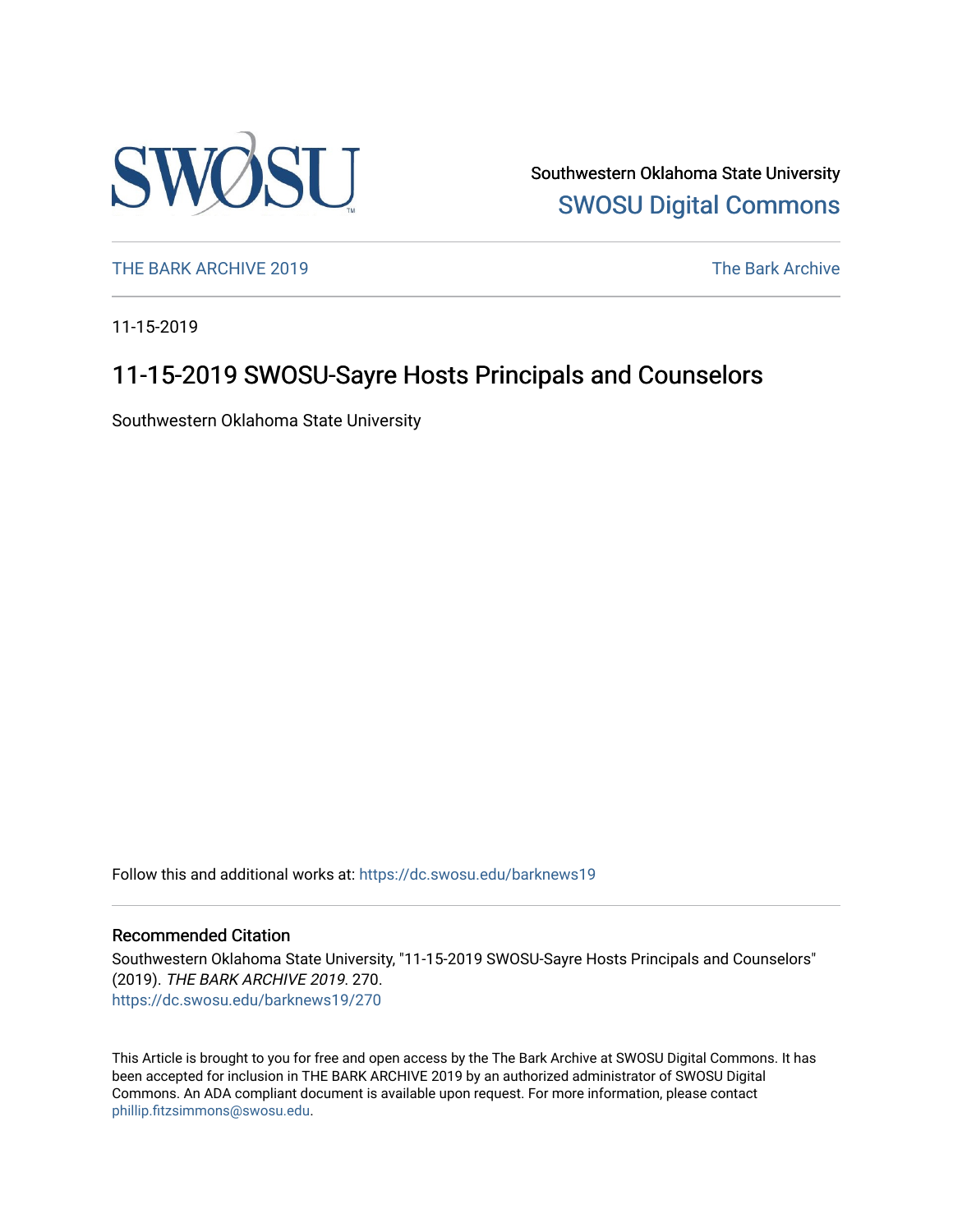Southwestern Oklahoma State University

SWOSU Digital Commons

THE BARK ARCHIVE 2019

The Bark Archive

11-15-2019

# 11-15-2019 SWOSU-Sayre Hosts Principals and Counselors

Southwestern Oklahoma State University

Follow this and additional works at: https://dc.swosu.edu/barknews19

## Recommended Citation

Southwestern Oklahoma State University, "11-15-2019 SWOSU-Sayre Hosts Principals and Counselors" (2019). *THE BARK ARCHIVE 2019*. 270.
https://dc.swosu.edu/barknews19/270

This Article is brought to you for free and open access by the The Bark Archive at SWOSU Digital Commons. It has been accepted for inclusion in THE BARK ARCHIVE 2019 by an authorized administrator of SWOSU Digital Commons. An ADA compliant document is available upon request. For more information, please contact phillip.fitzsimmons@swosu.edu.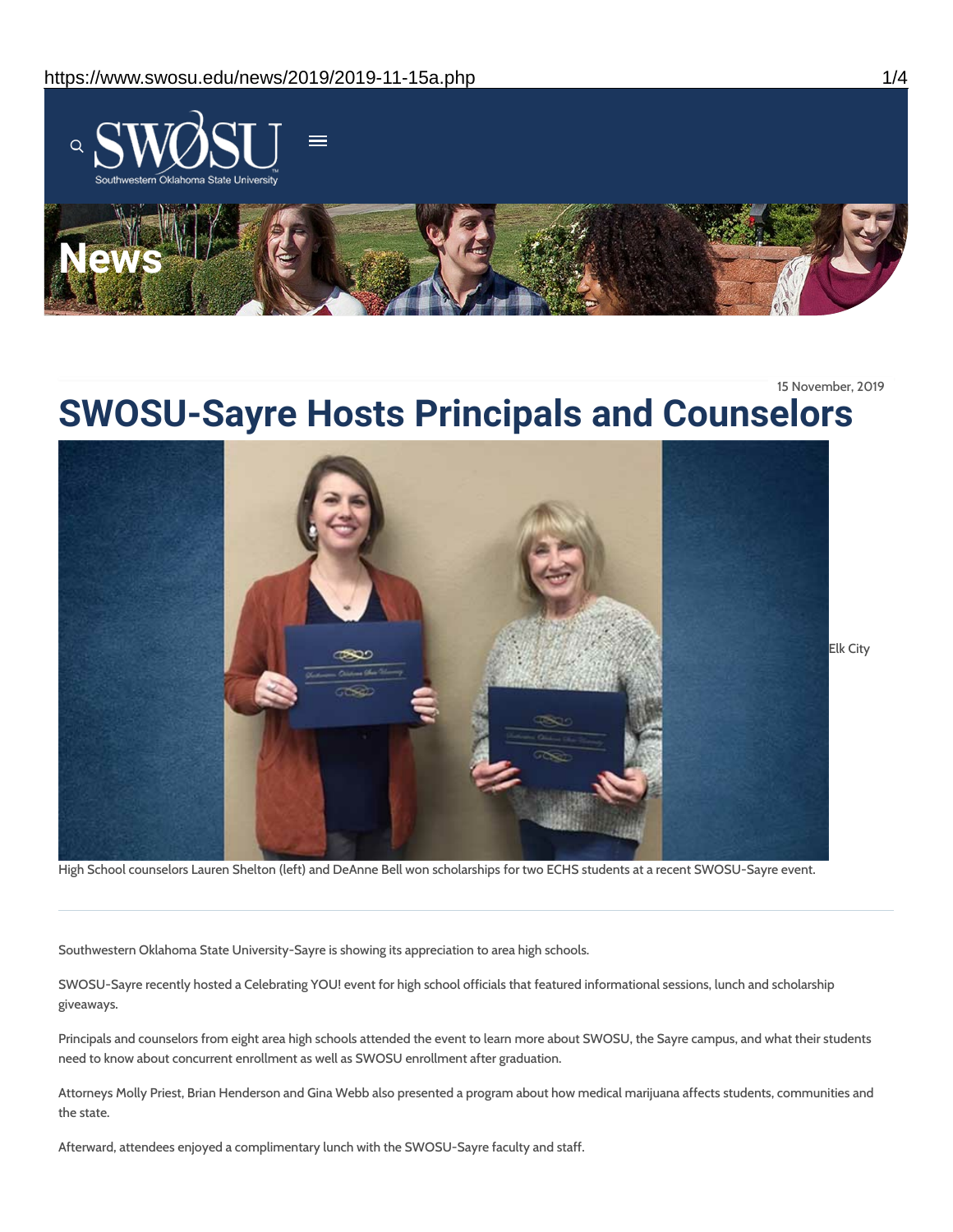15 November, 2019

# SWOSU-Sayre Hosts Principals and Counselors

Elk City

High School counselors Lauren Shelton (left) and DeAnne Bell won scholarships for two ECHS students at a recent SWOSU-Sayre event.

---

Southwestern Oklahoma State University-Sayre is showing its appreciation to area high schools.

SWOSU-Sayre recently hosted a Celebrating YOU! event for high school officials that featured informational sessions, lunch and scholarship giveaways.

Principals and counselors from eight area high schools attended the event to learn more about SWOSU, the Sayre campus, and what their students need to know about concurrent enrollment as well as SWOSU enrollment after graduation.

Attorneys Molly Priest, Brian Henderson and Gina Webb also presented a program about how medical marijuana affects students, communities and the state.

Afterward, attendees enjoyed a complimentary lunch with the SWOSU-Sayre faculty and staff.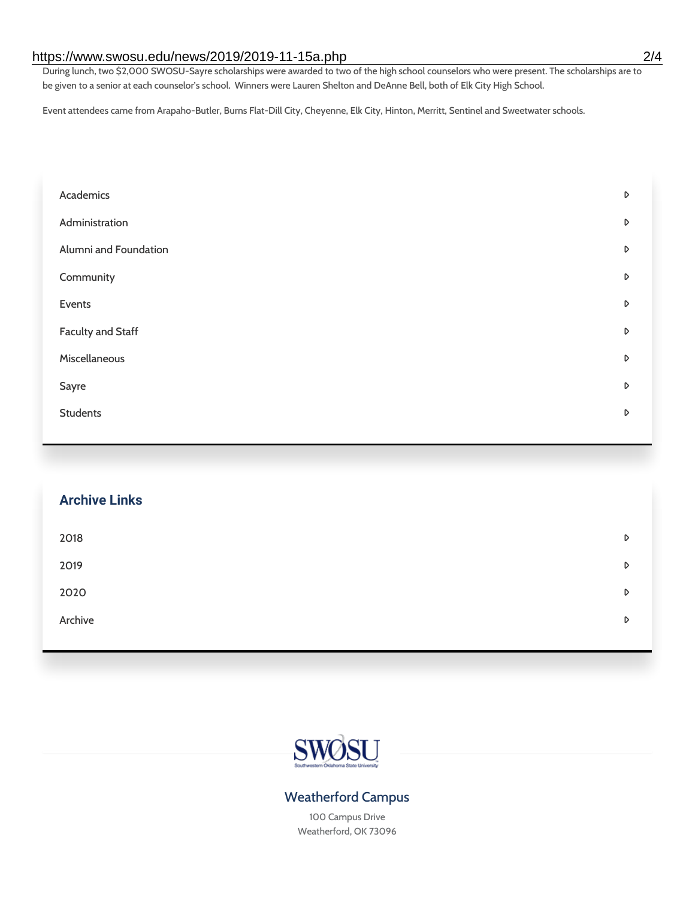During lunch, two $2,000 SWOSU-Sayre scholarships were awarded to two of the high school counselors who were present. The scholarships are to be given to a senior at each counselor's school. Winners were Lauren Shelton and DeAnne Bell, both of Elk City High School.

Event attendees came from Arapaho-Butler, Burns Flat-Dill City, Cheyenne, Elk City, Hinton, Merritt, Sentinel and Sweetwater schools.

- Academics
- Administration
- Alumni and Foundation
- Community
- Events
- Faculty and Staff
- Miscellaneous
- Sayre
- Students

## Archive Links

- 2018
- 2019
- 2020
- Archive

SWOSU
Southwestern Oklahoma State University

### Weatherford Campus

100 Campus Drive
Weatherford, OK 73096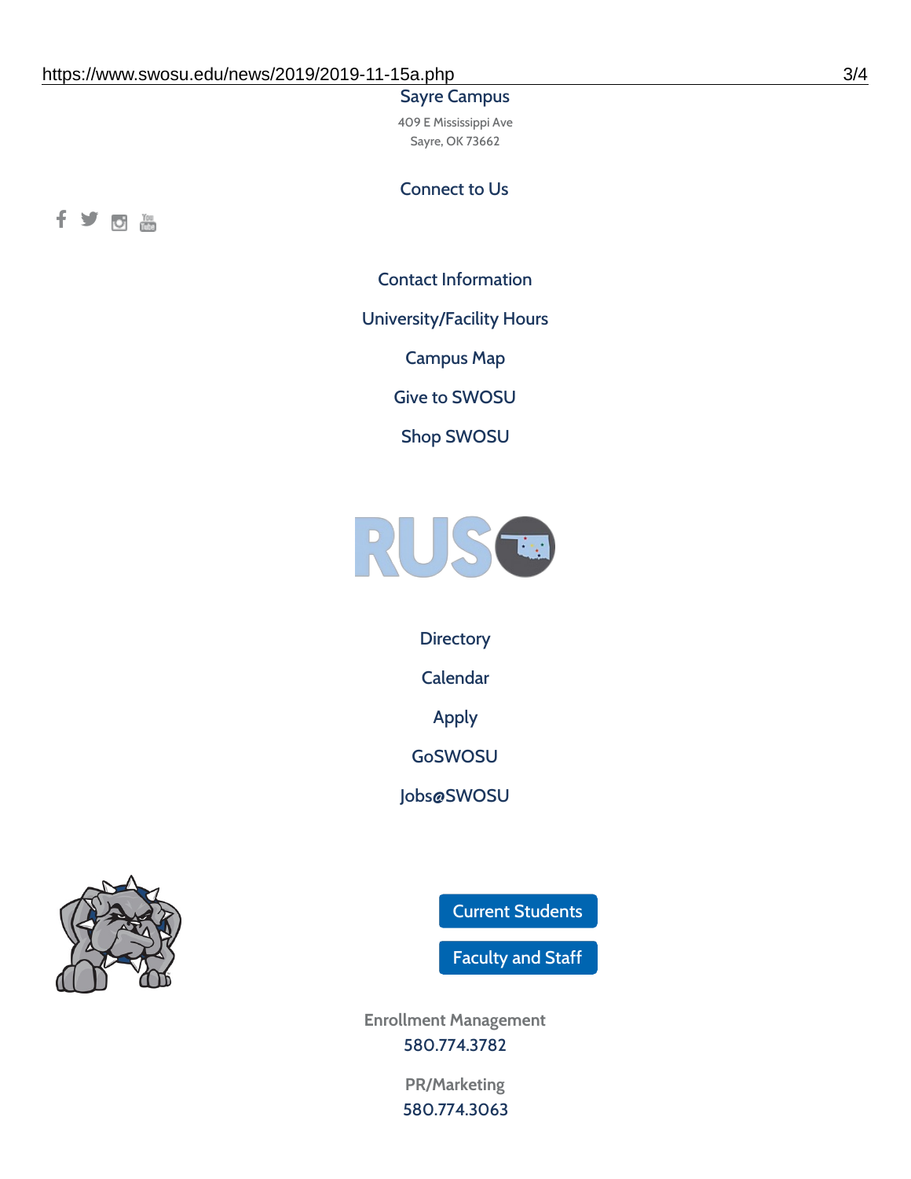Sayre Campus

409 E Mississippi Ave
Sayre, OK 73662

Connect to Us

Contact Information

University/Facility Hours

Campus Map

Give to SWOSU

Shop SWOSU

Directory

Calendar

Apply

GoSWOSU

Jobs@SWOSU

Current Students

Faculty and Staff

Enrollment Management
580.774.3782

PR/Marketing
580.774.3063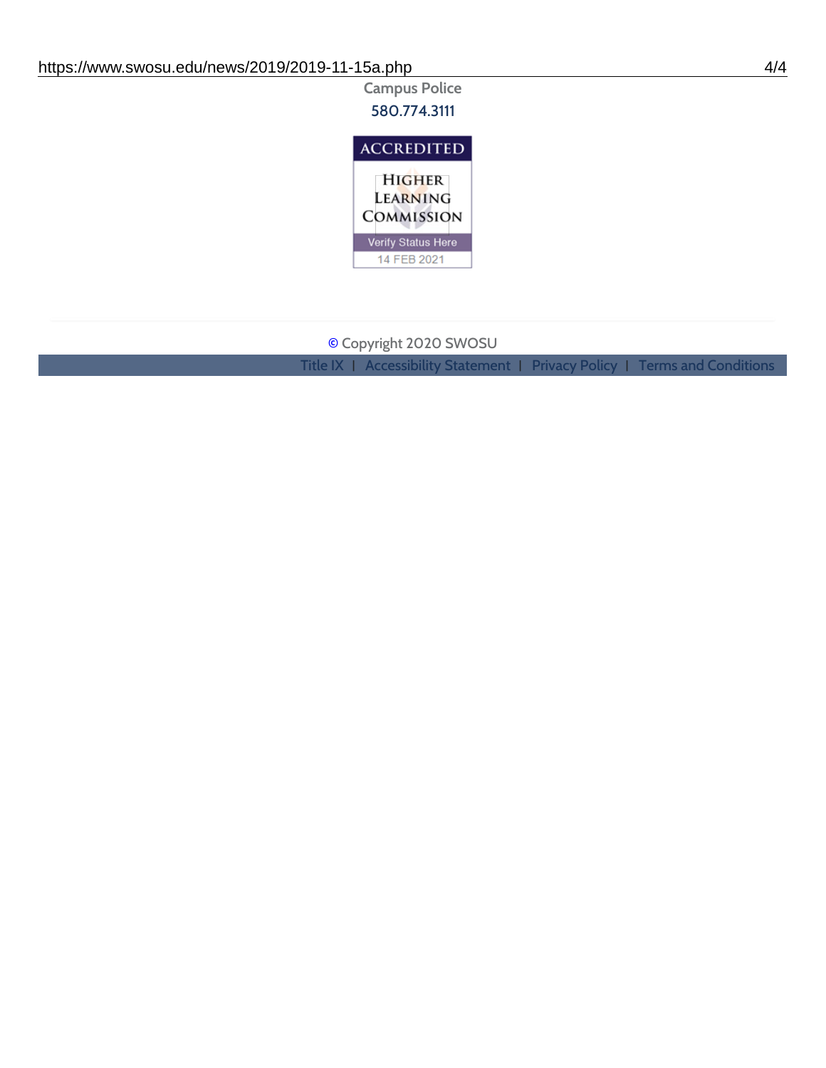Campus Police

580.774.3111

ACCREDITED

HIGHER LEARNING COMMISSION

Verify Status Here

14 FEB 2021

© Copyright 2020 SWOSU

Title IX | Accessibility Statement | Privacy Policy | Terms and Conditions